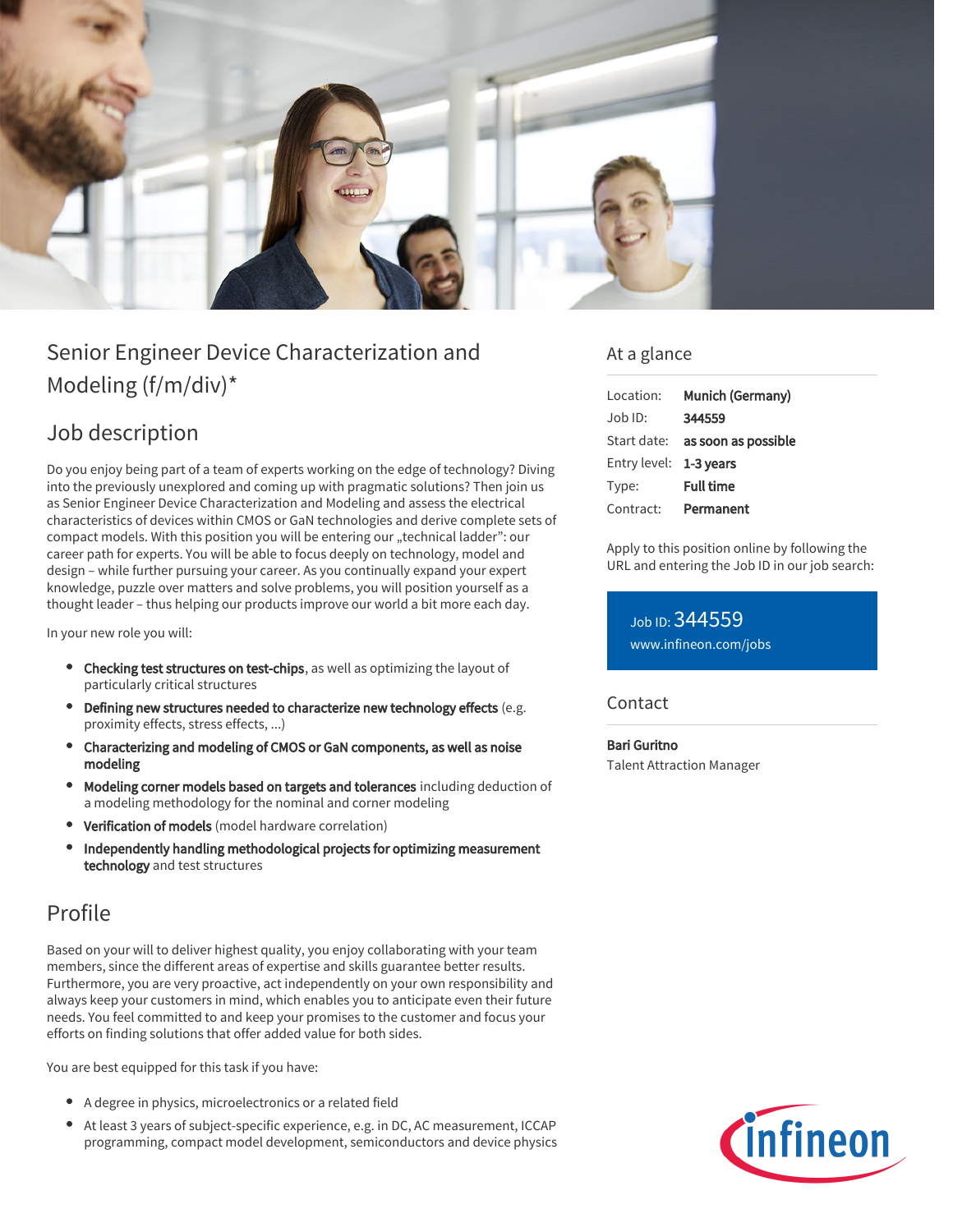# Senior Engineer Device Characterization and Modeling (f/m/div)*

## Job description

Do you enjoy being part of a team of experts working on the edge of technology? Diving into the previously unexplored and coming up with pragmatic solutions? Then join us as Senior Engineer Device Characterization and Modeling and assess the electrical characteristics of devices within CMOS or GaN technologies and derive complete sets of compact models. With this position you will be entering our „technical ladder": our career path for experts. You will be able to focus deeply on technology, model and design – while further pursuing your career. As you continually expand your expert knowledge, puzzle over matters and solve problems, you will position yourself as a thought leader – thus helping our products improve our world a bit more each day.

In your new role you will:

- **Checking test structures on test-chips**, as well as optimizing the layout of particularly critical structures
- **Defining new structures needed to characterize new technology effects** (e.g. proximity effects, stress effects, ...)
- **Characterizing and modeling of CMOS or GaN components, as well as noise modeling**
- **Modeling corner models based on targets and tolerances** including deduction of a modeling methodology for the nominal and corner modeling
- **Verification of models** (model hardware correlation)
- **Independently handling methodological projects for optimizing measurement technology** and test structures

## Profile

Based on your will to deliver highest quality, you enjoy collaborating with your team members, since the different areas of expertise and skills guarantee better results. Furthermore, you are very proactive, act independently on your own responsibility and always keep your customers in mind, which enables you to anticipate even their future needs. You feel committed to and keep your promises to the customer and focus your efforts on finding solutions that offer added value for both sides.

You are best equipped for this task if you have:

- A degree in physics, microelectronics or a related field
- At least 3 years of subject-specific experience, e.g. in DC, AC measurement, ICCAP programming, compact model development, semiconductors and device physics

## At a glance

| | |
|---|---|
| Location: | **Munich (Germany)** |
| Job ID: | **344559** |
| Start date: | **as soon as possible** |
| Entry level: | **1-3 years** |
| Type: | **Full time** |
| Contract: | **Permanent** |

Apply to this position online by following the URL and entering the Job ID in our job search:

Job ID: 344559
www.infineon.com/jobs

## Contact

**Bari Guritno**
Talent Attraction Manager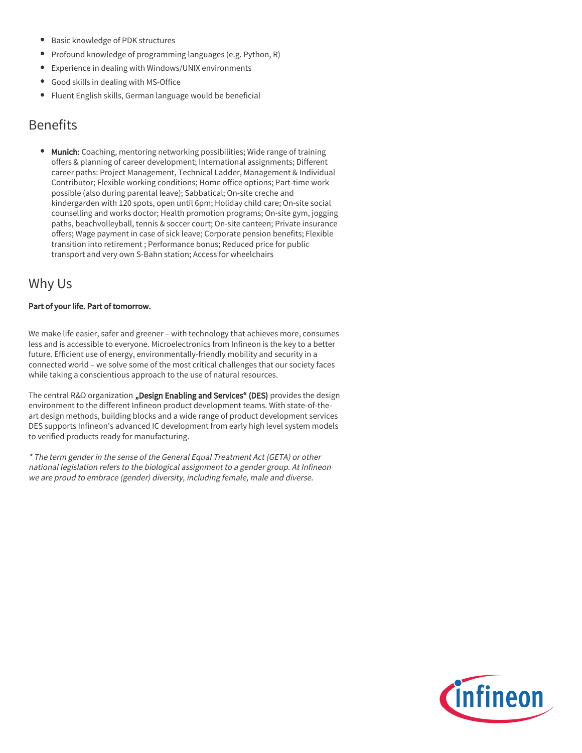- Basic knowledge of PDK structures
- Profound knowledge of programming languages (e.g. Python, R)
- Experience in dealing with Windows/UNIX environments
- Good skills in dealing with MS-Office
- Fluent English skills, German language would be beneficial

## Benefits

- **Munich:** Coaching, mentoring networking possibilities; Wide range of training offers & planning of career development; International assignments; Different career paths: Project Management, Technical Ladder, Management & Individual Contributor; Flexible working conditions; Home office options; Part-time work possible (also during parental leave); Sabbatical; On-site creche and kindergarden with 120 spots, open until 6pm; Holiday child care; On-site social counselling and works doctor; Health promotion programs; On-site gym, jogging paths, beachvolleyball, tennis & soccer court; On-site canteen; Private insurance offers; Wage payment in case of sick leave; Corporate pension benefits; Flexible transition into retirement ; Performance bonus; Reduced price for public transport and very own S-Bahn station; Access for wheelchairs

## Why Us

**Part of your life. Part of tomorrow.**

We make life easier, safer and greener – with technology that achieves more, consumes less and is accessible to everyone. Microelectronics from Infineon is the key to a better future. Efficient use of energy, environmentally-friendly mobility and security in a connected world – we solve some of the most critical challenges that our society faces while taking a conscientious approach to the use of natural resources.

The central R&D organization **„Design Enabling and Services“ (DES)** provides the design environment to the different Infineon product development teams. With state-of-the-art design methods, building blocks and a wide range of product development services DES supports Infineon's advanced IC development from early high level system models to verified products ready for manufacturing.

*\* The term gender in the sense of the General Equal Treatment Act (GETA) or other national legislation refers to the biological assignment to a gender group. At Infineon we are proud to embrace (gender) diversity, including female, male and diverse.*